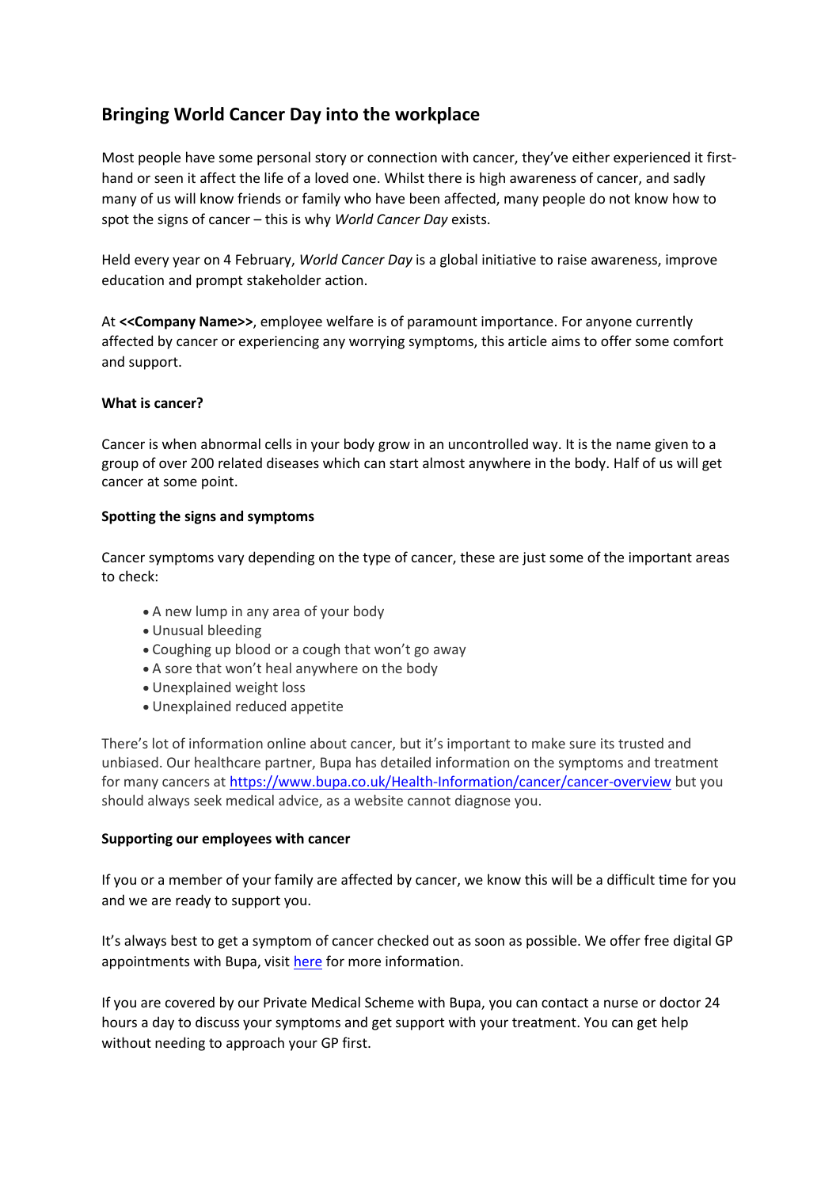# Bringing World Cancer Day into the workplace

Most people have some personal story or connection with cancer, they've either experienced it first-hand or seen it affect the life of a loved one. Whilst there is high awareness of cancer, and sadly many of us will know friends or family who have been affected, many people do not know how to spot the signs of cancer – this is why *World Cancer Day* exists.

Held every year on 4 February, *World Cancer Day* is a global initiative to raise awareness, improve education and prompt stakeholder action.

At **<<Company Name>>**, employee welfare is of paramount importance. For anyone currently affected by cancer or experiencing any worrying symptoms, this article aims to offer some comfort and support.

### What is cancer?

Cancer is when abnormal cells in your body grow in an uncontrolled way. It is the name given to a group of over 200 related diseases which can start almost anywhere in the body. Half of us will get cancer at some point.

### Spotting the signs and symptoms

Cancer symptoms vary depending on the type of cancer, these are just some of the important areas to check:

- A new lump in any area of your body
- Unusual bleeding
- Coughing up blood or a cough that won't go away
- A sore that won't heal anywhere on the body
- Unexplained weight loss
- Unexplained reduced appetite

There's lot of information online about cancer, but it's important to make sure its trusted and unbiased. Our healthcare partner, Bupa has detailed information on the symptoms and treatment for many cancers at [https://www.bupa.co.uk/Health-Information/cancer/cancer-overview](https://www.bupa.co.uk/Health-Information/cancer/cancer-overview) but you should always seek medical advice, as a website cannot diagnose you.

### Supporting our employees with cancer

If you or a member of your family are affected by cancer, we know this will be a difficult time for you and we are ready to support you.

It's always best to get a symptom of cancer checked out as soon as possible. We offer free digital GP appointments with Bupa, visit here for more information.

If you are covered by our Private Medical Scheme with Bupa, you can contact a nurse or doctor 24 hours a day to discuss your symptoms and get support with your treatment. You can get help without needing to approach your GP first.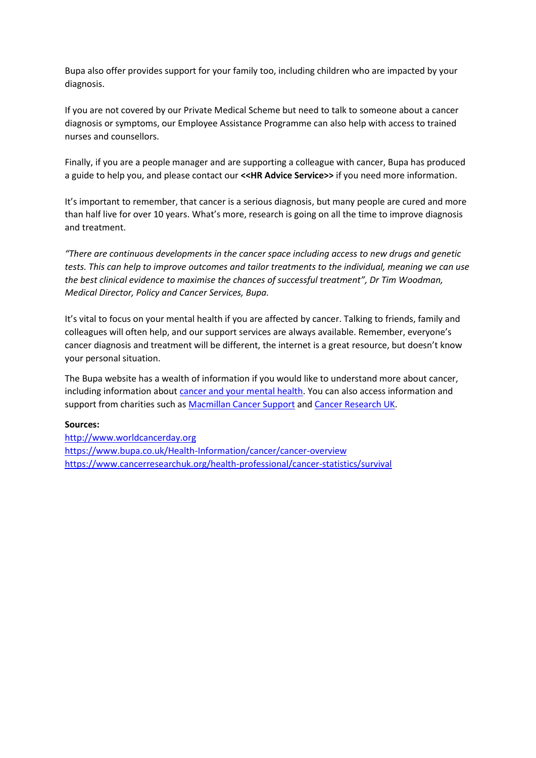Bupa also offer provides support for your family too, including children who are impacted by your diagnosis.

If you are not covered by our Private Medical Scheme but need to talk to someone about a cancer diagnosis or symptoms, our Employee Assistance Programme can also help with access to trained nurses and counsellors.

Finally, if you are a people manager and are supporting a colleague with cancer, Bupa has produced a guide to help you, and please contact our **<<HR Advice Service>>** if you need more information.

It's important to remember, that cancer is a serious diagnosis, but many people are cured and more than half live for over 10 years. What's more, research is going on all the time to improve diagnosis and treatment.

*"There are continuous developments in the cancer space including access to new drugs and genetic tests. This can help to improve outcomes and tailor treatments to the individual, meaning we can use the best clinical evidence to maximise the chances of successful treatment", Dr Tim Woodman, Medical Director, Policy and Cancer Services, Bupa.*

It's vital to focus on your mental health if you are affected by cancer. Talking to friends, family and colleagues will often help, and our support services are always available. Remember, everyone's cancer diagnosis and treatment will be different, the internet is a great resource, but doesn't know your personal situation.

The Bupa website has a wealth of information if you would like to understand more about cancer, including information about cancer and your mental health. You can also access information and support from charities such as Macmillan Cancer Support and Cancer Research UK.

**Sources:**

http://www.worldcancerday.org
https://www.bupa.co.uk/Health-Information/cancer/cancer-overview
https://www.cancerresearchuk.org/health-professional/cancer-statistics/survival